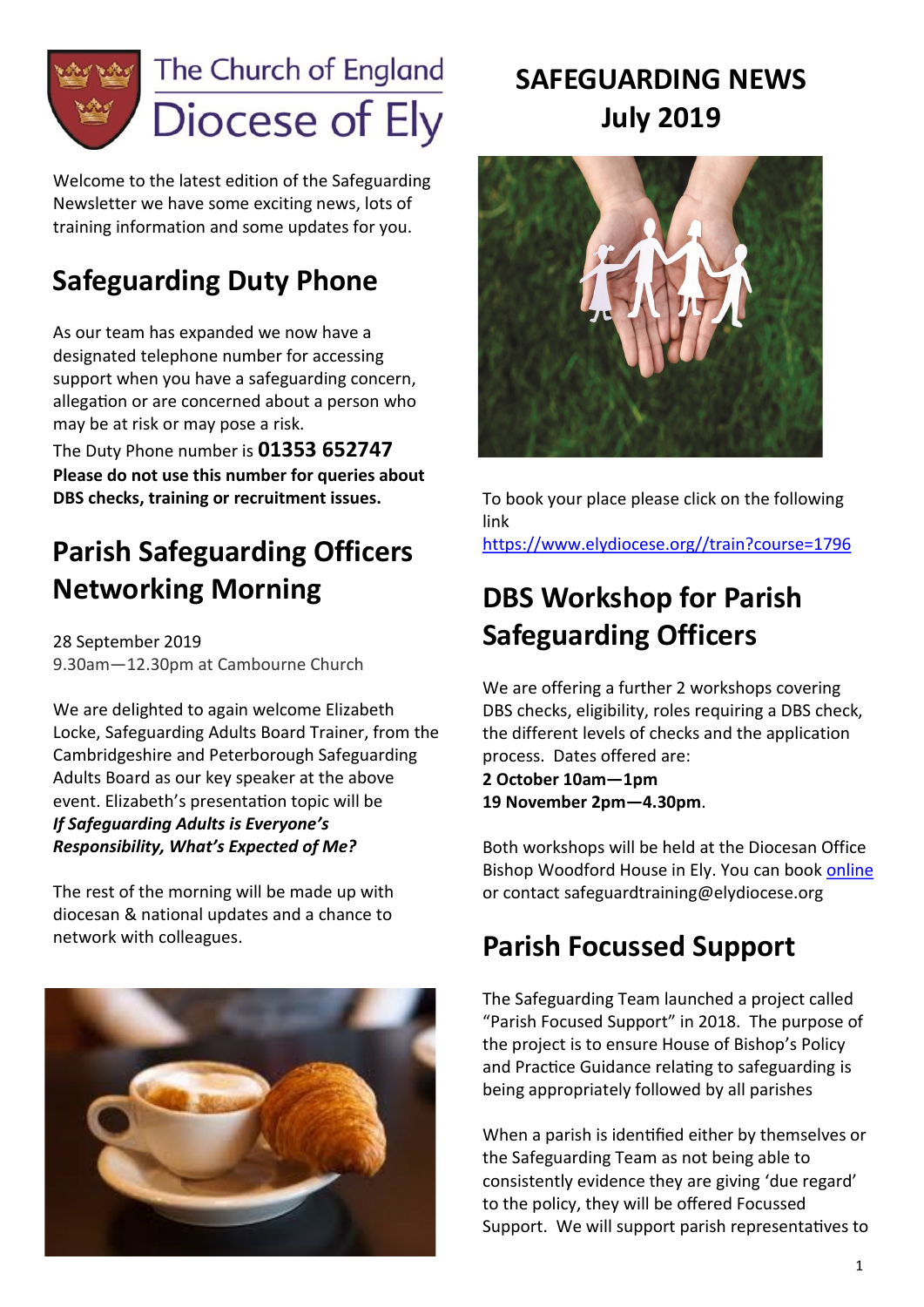# SAFEGUARDING NEWS July 2019

The Church of England Diocese of Ely

Welcome to the latest edition of the Safeguarding Newsletter we have some exciting news, lots of training information and some updates for you.

## Safeguarding Duty Phone

As our team has expanded we now have a designated telephone number for accessing support when you have a safeguarding concern, allegation or are concerned about a person who may be at risk or may pose a risk.

The Duty Phone number is **01353 652747**

**Please do not use this number for queries about DBS checks, training or recruitment issues.**

## Parish Safeguarding Officers Networking Morning

28 September 2019
9.30am—12.30pm at Cambourne Church

We are delighted to again welcome Elizabeth Locke, Safeguarding Adults Board Trainer, from the Cambridgeshire and Peterborough Safeguarding Adults Board as our key speaker at the above event. Elizabeth's presentation topic will be ***If Safeguarding Adults is Everyone's Responsibility, What's Expected of Me?***

The rest of the morning will be made up with diocesan & national updates and a chance to network with colleagues.

To book your place please click on the following link
https://www.elydiocese.org//train?course=1796

## DBS Workshop for Parish Safeguarding Officers

We are offering a further 2 workshops covering DBS checks, eligibility, roles requiring a DBS check, the different levels of checks and the application process. Dates offered are:
**2 October 10am—1pm**
**19 November 2pm—4.30pm**.

Both workshops will be held at the Diocesan Office Bishop Woodford House in Ely. You can book online or contact safeguardtraining@elydiocese.org

## Parish Focussed Support

The Safeguarding Team launched a project called "Parish Focused Support" in 2018. The purpose of the project is to ensure House of Bishop's Policy and Practice Guidance relating to safeguarding is being appropriately followed by all parishes

When a parish is identified either by themselves or the Safeguarding Team as not being able to consistently evidence they are giving 'due regard' to the policy, they will be offered Focussed Support. We will support parish representatives to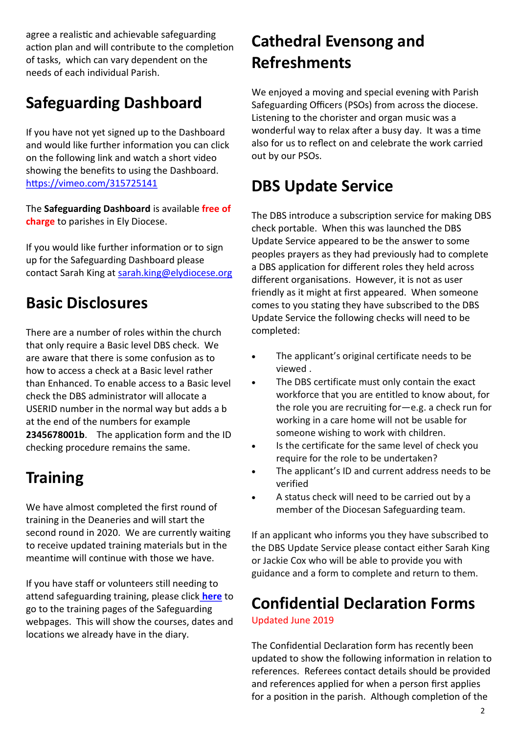agree a realistic and achievable safeguarding action plan and will contribute to the completion of tasks, which can vary dependent on the needs of each individual Parish.

## Safeguarding Dashboard

If you have not yet signed up to the Dashboard and would like further information you can click on the following link and watch a short video showing the benefits to using the Dashboard. https://vimeo.com/315725141

The **Safeguarding Dashboard** is available free of charge to parishes in Ely Diocese.

If you would like further information or to sign up for the Safeguarding Dashboard please contact Sarah King at sarah.king@elydiocese.org

## Basic Disclosures

There are a number of roles within the church that only require a Basic level DBS check. We are aware that there is some confusion as to how to access a check at a Basic level rather than Enhanced. To enable access to a Basic level check the DBS administrator will allocate a USERID number in the normal way but adds a b at the end of the numbers for example **2345678001b**. The application form and the ID checking procedure remains the same.

## Training

We have almost completed the first round of training in the Deaneries and will start the second round in 2020. We are currently waiting to receive updated training materials but in the meantime will continue with those we have.

If you have staff or volunteers still needing to attend safeguarding training, please click **here** to go to the training pages of the Safeguarding webpages. This will show the courses, dates and locations we already have in the diary.

## Cathedral Evensong and Refreshments

We enjoyed a moving and special evening with Parish Safeguarding Officers (PSOs) from across the diocese. Listening to the chorister and organ music was a wonderful way to relax after a busy day. It was a time also for us to reflect on and celebrate the work carried out by our PSOs.

## DBS Update Service

The DBS introduce a subscription service for making DBS check portable. When this was launched the DBS Update Service appeared to be the answer to some peoples prayers as they had previously had to complete a DBS application for different roles they held across different organisations. However, it is not as user friendly as it might at first appeared. When someone comes to you stating they have subscribed to the DBS Update Service the following checks will need to be completed:

- The applicant's original certificate needs to be viewed .
- The DBS certificate must only contain the exact workforce that you are entitled to know about, for the role you are recruiting for—e.g. a check run for working in a care home will not be usable for someone wishing to work with children.
- Is the certificate for the same level of check you require for the role to be undertaken?
- The applicant's ID and current address needs to be verified
- A status check will need to be carried out by a member of the Diocesan Safeguarding team.

If an applicant who informs you they have subscribed to the DBS Update Service please contact either Sarah King or Jackie Cox who will be able to provide you with guidance and a form to complete and return to them.

## Confidential Declaration Forms

Updated June 2019

The Confidential Declaration form has recently been updated to show the following information in relation to references. Referees contact details should be provided and references applied for when a person first applies for a position in the parish. Although completion of the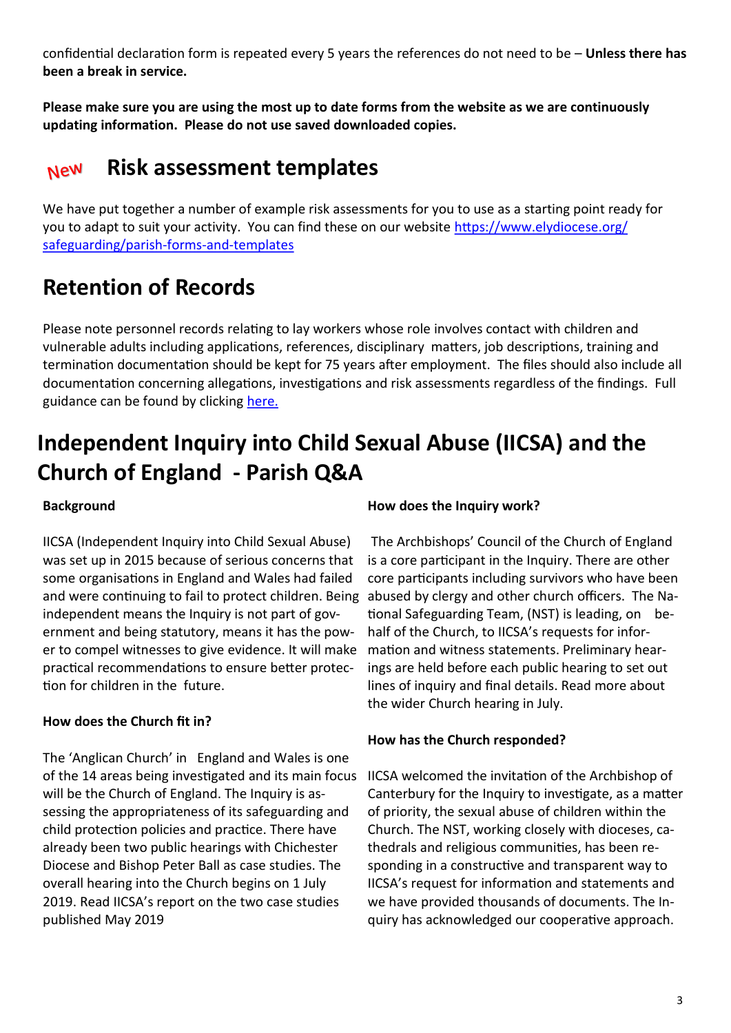confidential declaration form is repeated every 5 years the references do not need to be – **Unless there has been a break in service.**

**Please make sure you are using the most up to date forms from the website as we are continuously updating information. Please do not use saved downloaded copies.**

## New Risk assessment templates

We have put together a number of example risk assessments for you to use as a starting point ready for you to adapt to suit your activity. You can find these on our website [https://www.elydiocese.org/safeguarding/parish-forms-and-templates](https://www.elydiocese.org/safeguarding/parish-forms-and-templates)

## Retention of Records

Please note personnel records relating to lay workers whose role involves contact with children and vulnerable adults including applications, references, disciplinary matters, job descriptions, training and termination documentation should be kept for 75 years after employment. The files should also include all documentation concerning allegations, investigations and risk assessments regardless of the findings. Full guidance can be found by clicking here.

## Independent Inquiry into Child Sexual Abuse (IICSA) and the Church of England - Parish Q&A

**Background**

IICSA (Independent Inquiry into Child Sexual Abuse) was set up in 2015 because of serious concerns that some organisations in England and Wales had failed and were continuing to fail to protect children. Being independent means the Inquiry is not part of government and being statutory, means it has the power to compel witnesses to give evidence. It will make practical recommendations to ensure better protection for children in the future.

**How does the Church fit in?**

The 'Anglican Church' in England and Wales is one of the 14 areas being investigated and its main focus will be the Church of England. The Inquiry is assessing the appropriateness of its safeguarding and child protection policies and practice. There have already been two public hearings with Chichester Diocese and Bishop Peter Ball as case studies. The overall hearing into the Church begins on 1 July 2019. Read IICSA's report on the two case studies published May 2019

**How does the Inquiry work?**

The Archbishops' Council of the Church of England is a core participant in the Inquiry. There are other core participants including survivors who have been abused by clergy and other church officers. The National Safeguarding Team, (NST) is leading, on behalf of the Church, to IICSA's requests for information and witness statements. Preliminary hearings are held before each public hearing to set out lines of inquiry and final details. Read more about the wider Church hearing in July.

**How has the Church responded?**

IICSA welcomed the invitation of the Archbishop of Canterbury for the Inquiry to investigate, as a matter of priority, the sexual abuse of children within the Church. The NST, working closely with dioceses, cathedrals and religious communities, has been responding in a constructive and transparent way to IICSA's request for information and statements and we have provided thousands of documents. The Inquiry has acknowledged our cooperative approach.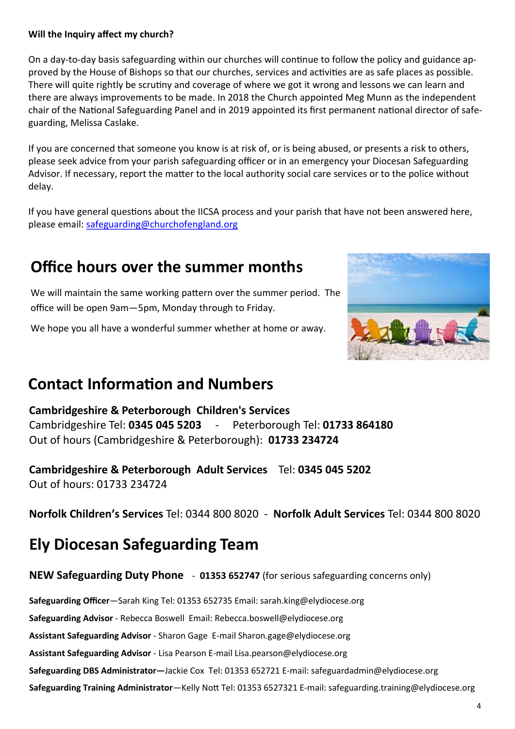**Will the Inquiry affect my church?**

On a day-to-day basis safeguarding within our churches will continue to follow the policy and guidance approved by the House of Bishops so that our churches, services and activities are as safe places as possible. There will quite rightly be scrutiny and coverage of where we got it wrong and lessons we can learn and there are always improvements to be made. In 2018 the Church appointed Meg Munn as the independent chair of the National Safeguarding Panel and in 2019 appointed its first permanent national director of safeguarding, Melissa Caslake.

If you are concerned that someone you know is at risk of, or is being abused, or presents a risk to others, please seek advice from your parish safeguarding officer or in an emergency your Diocesan Safeguarding Advisor. If necessary, report the matter to the local authority social care services or to the police without delay.

If you have general questions about the IICSA process and your parish that have not been answered here, please email: [safeguarding@churchofengland.org](mailto:safeguarding@churchofengland.org)

## Office hours over the summer months

We will maintain the same working pattern over the summer period. The office will be open 9am—5pm, Monday through to Friday.

We hope you all have a wonderful summer whether at home or away.

## Contact Information and Numbers

**Cambridgeshire & Peterborough Children's Services**
Cambridgeshire Tel: **0345 045 5203** - Peterborough Tel: **01733 864180**
Out of hours (Cambridgeshire & Peterborough): **01733 234724**

**Cambridgeshire & Peterborough Adult Services** Tel: **0345 045 5202**
Out of hours: 01733 234724

**Norfolk Children's Services** Tel: 0344 800 8020 - **Norfolk Adult Services** Tel: 0344 800 8020

## Ely Diocesan Safeguarding Team

**NEW Safeguarding Duty Phone** - **01353 652747** (for serious safeguarding concerns only)

**Safeguarding Officer**—Sarah King Tel: 01353 652735 Email: sarah.king@elydiocese.org

**Safeguarding Advisor** - Rebecca Boswell Email: Rebecca.boswell@elydiocese.org

**Assistant Safeguarding Advisor** - Sharon Gage E-mail Sharon.gage@elydiocese.org

**Assistant Safeguarding Advisor** - Lisa Pearson E-mail Lisa.pearson@elydiocese.org

**Safeguarding DBS Administrator—**Jackie Cox Tel: 01353 652721 E-mail: safeguardadmin@elydiocese.org

**Safeguarding Training Administrator**—Kelly Nott Tel: 01353 6527321 E-mail: safeguarding.training@elydiocese.org